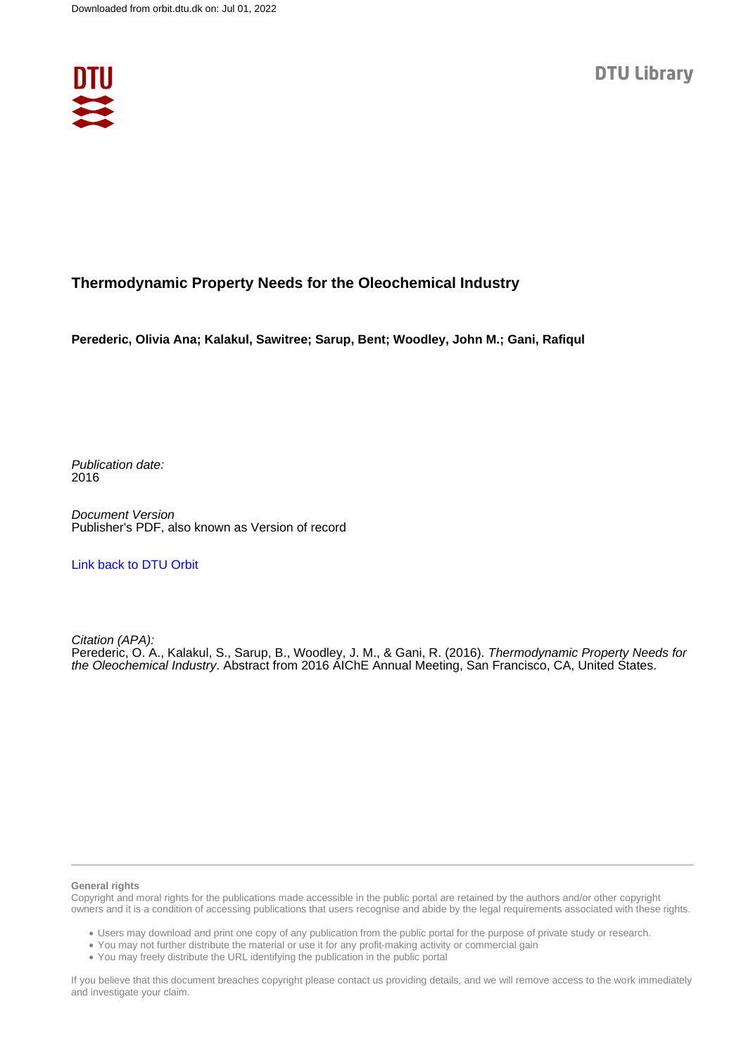Downloaded from orbit.dtu.dk on: Jul 01, 2022

DTU Library

# Thermodynamic Property Needs for the Oleochemical Industry

**Perederic, Olivia Ana; Kalakul, Sawitree; Sarup, Bent; Woodley, John M.; Gani, Rafiqul**

*Publication date:*
2016

*Document Version*
Publisher's PDF, also known as Version of record

[Link back to DTU Orbit](#)

*Citation (APA):*
Perederic, O. A., Kalakul, S., Sarup, B., Woodley, J. M., & Gani, R. (2016). *Thermodynamic Property Needs for the Oleochemical Industry*. Abstract from 2016 AIChE Annual Meeting, San Francisco, CA, United States.

**General rights**
Copyright and moral rights for the publications made accessible in the public portal are retained by the authors and/or other copyright owners and it is a condition of accessing publications that users recognise and abide by the legal requirements associated with these rights.

- Users may download and print one copy of any publication from the public portal for the purpose of private study or research.
- You may not further distribute the material or use it for any profit-making activity or commercial gain
- You may freely distribute the URL identifying the publication in the public portal

If you believe that this document breaches copyright please contact us providing details, and we will remove access to the work immediately and investigate your claim.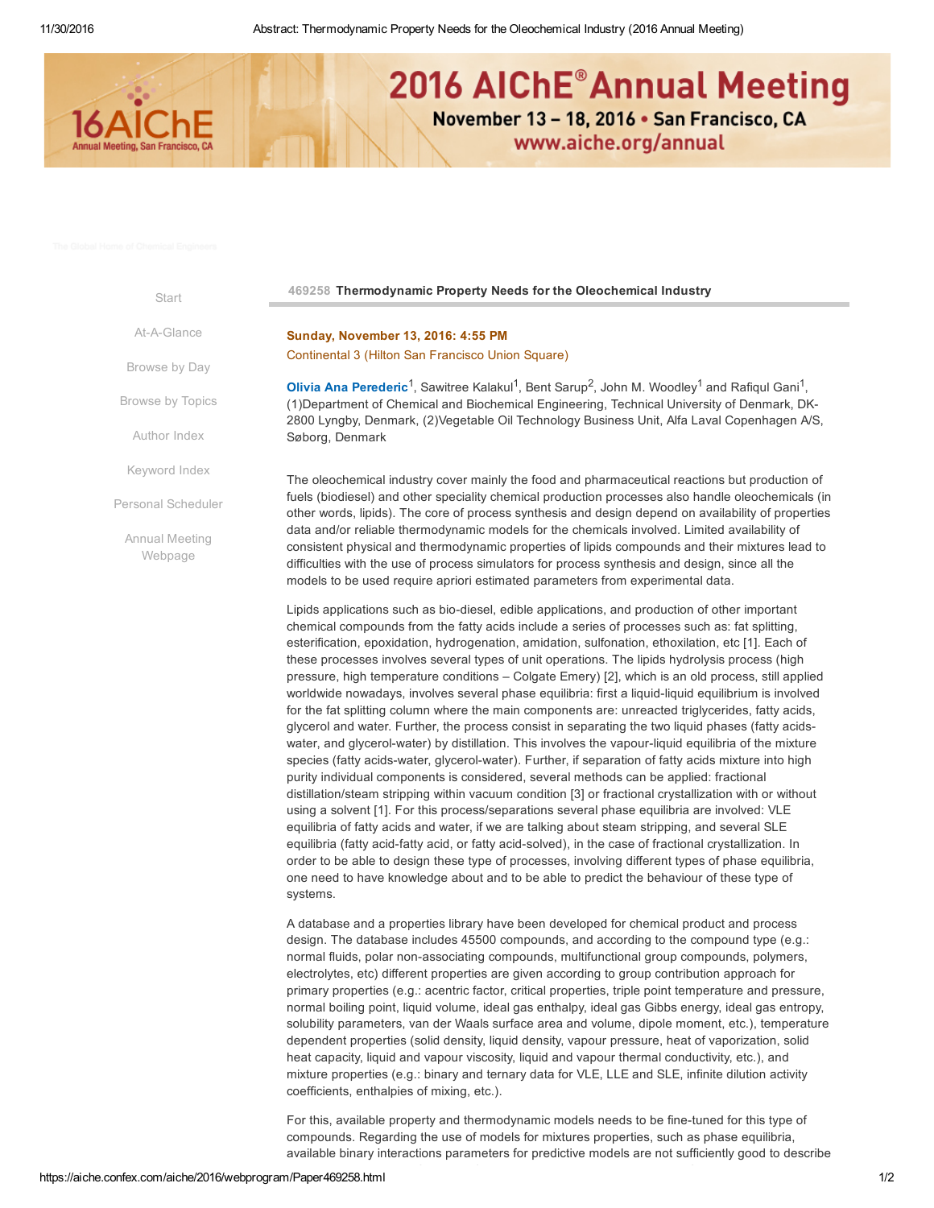## 469258 Thermodynamic Property Needs for the Oleochemical Industry

**Sunday, November 13, 2016: 4:55 PM**
Continental 3 (Hilton San Francisco Union Square)

**Olivia Ana Perederic**[1], Sawitree Kalakul[1], Bent Sarup[2], John M. Woodley[1] and Rafiqul Gani[1], (1)Department of Chemical and Biochemical Engineering, Technical University of Denmark, DK-2800 Lyngby, Denmark, (2)Vegetable Oil Technology Business Unit, Alfa Laval Copenhagen A/S, Søborg, Denmark

The oleochemical industry cover mainly the food and pharmaceutical reactions but production of fuels (biodiesel) and other speciality chemical production processes also handle oleochemicals (in other words, lipids). The core of process synthesis and design depend on availability of properties data and/or reliable thermodynamic models for the chemicals involved. Limited availability of consistent physical and thermodynamic properties of lipids compounds and their mixtures lead to difficulties with the use of process simulators for process synthesis and design, since all the models to be used require apriori estimated parameters from experimental data.

Lipids applications such as bio-diesel, edible applications, and production of other important chemical compounds from the fatty acids include a series of processes such as: fat splitting, esterification, epoxidation, hydrogenation, amidation, sulfonation, ethoxilation, etc [1]. Each of these processes involves several types of unit operations. The lipids hydrolysis process (high pressure, high temperature conditions – Colgate Emery) [2], which is an old process, still applied worldwide nowadays, involves several phase equilibria: first a liquid-liquid equilibrium is involved for the fat splitting column where the main components are: unreacted triglycerides, fatty acids, glycerol and water. Further, the process consist in separating the two liquid phases (fatty acids-water, and glycerol-water) by distillation. This involves the vapour-liquid equilibria of the mixture species (fatty acids-water, glycerol-water). Further, if separation of fatty acids mixture into high purity individual components is considered, several methods can be applied: fractional distillation/steam stripping within vacuum condition [3] or fractional crystallization with or without using a solvent [1]. For this process/separations several phase equilibria are involved: VLE equilibria of fatty acids and water, if we are talking about steam stripping, and several SLE equilibria (fatty acid-fatty acid, or fatty acid-solved), in the case of fractional crystallization. In order to be able to design these type of processes, involving different types of phase equilibria, one need to have knowledge about and to be able to predict the behaviour of these type of systems.

A database and a properties library have been developed for chemical product and process design. The database includes 45500 compounds, and according to the compound type (e.g.: normal fluids, polar non-associating compounds, multifunctional group compounds, polymers, electrolytes, etc) different properties are given according to group contribution approach for primary properties (e.g.: acentric factor, critical properties, triple point temperature and pressure, normal boiling point, liquid volume, ideal gas enthalpy, ideal gas Gibbs energy, ideal gas entropy, solubility parameters, van der Waals surface area and volume, dipole moment, etc.), temperature dependent properties (solid density, liquid density, vapour pressure, heat of vaporization, solid heat capacity, liquid and vapour viscosity, liquid and vapour thermal conductivity, etc.), and mixture properties (e.g.: binary and ternary data for VLE, LLE and SLE, infinite dilution activity coefficients, enthalpies of mixing, etc.).

For this, available property and thermodynamic models needs to be fine-tuned for this type of compounds. Regarding the use of models for mixtures properties, such as phase equilibria, available binary interactions parameters for predictive models are not sufficiently good to describe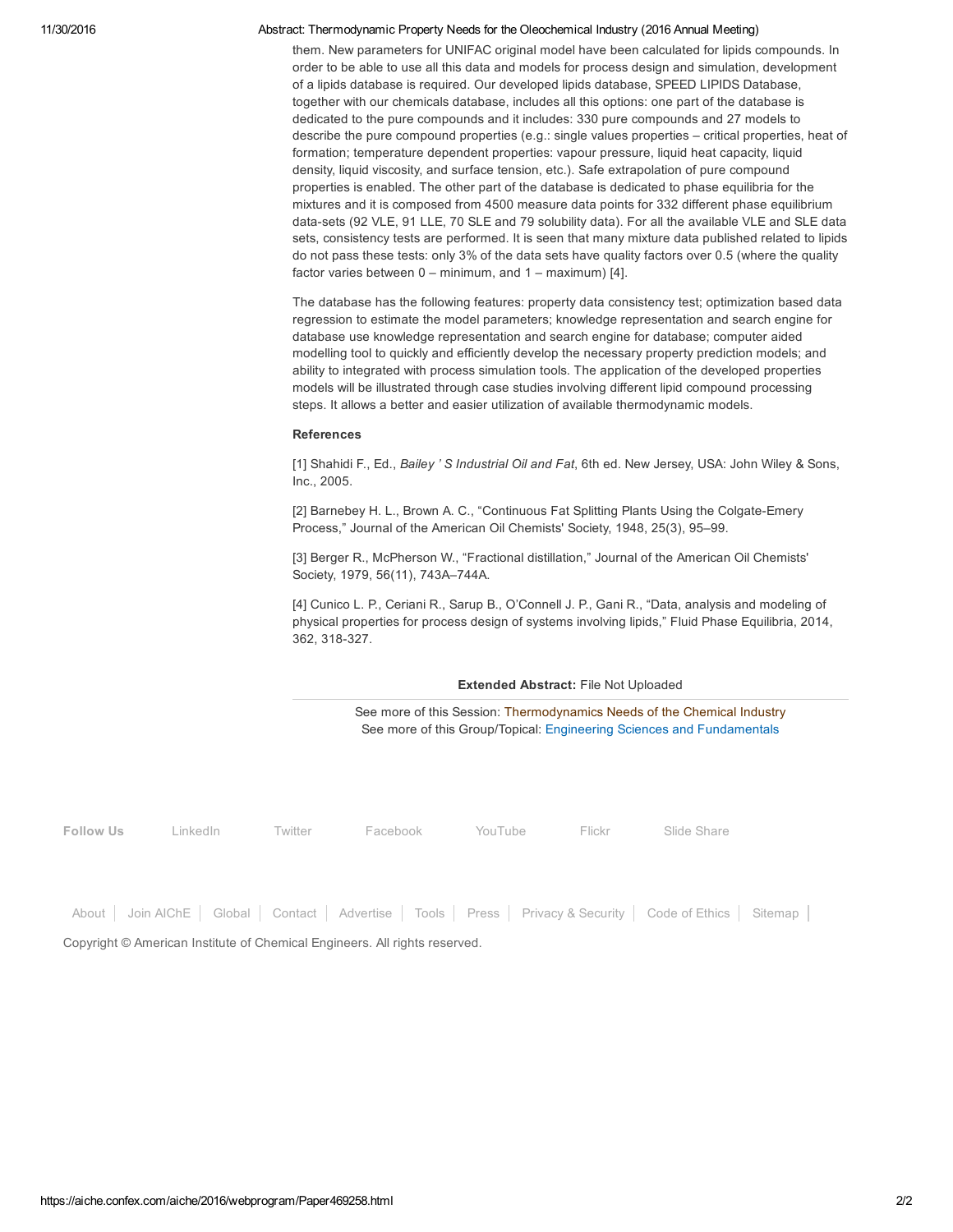them. New parameters for UNIFAC original model have been calculated for lipids compounds. In order to be able to use all this data and models for process design and simulation, development of a lipids database is required. Our developed lipids database, SPEED LIPIDS Database, together with our chemicals database, includes all this options: one part of the database is dedicated to the pure compounds and it includes: 330 pure compounds and 27 models to describe the pure compound properties (e.g.: single values properties – critical properties, heat of formation; temperature dependent properties: vapour pressure, liquid heat capacity, liquid density, liquid viscosity, and surface tension, etc.). Safe extrapolation of pure compound properties is enabled. The other part of the database is dedicated to phase equilibria for the mixtures and it is composed from 4500 measure data points for 332 different phase equilibrium data-sets (92 VLE, 91 LLE, 70 SLE and 79 solubility data). For all the available VLE and SLE data sets, consistency tests are performed. It is seen that many mixture data published related to lipids do not pass these tests: only 3% of the data sets have quality factors over 0.5 (where the quality factor varies between 0 – minimum, and 1 – maximum) [4].

The database has the following features: property data consistency test; optimization based data regression to estimate the model parameters; knowledge representation and search engine for database use knowledge representation and search engine for database; computer aided modelling tool to quickly and efficiently develop the necessary property prediction models; and ability to integrated with process simulation tools. The application of the developed properties models will be illustrated through case studies involving different lipid compound processing steps. It allows a better and easier utilization of available thermodynamic models.

**References**

[1] Shahidi F., Ed., *Bailey ' S Industrial Oil and Fat*, 6th ed. New Jersey, USA: John Wiley & Sons, Inc., 2005.

[2] Barnebey H. L., Brown A. C., "Continuous Fat Splitting Plants Using the Colgate-Emery Process," Journal of the American Oil Chemists' Society, 1948, 25(3), 95–99.

[3] Berger R., McPherson W., "Fractional distillation," Journal of the American Oil Chemists' Society, 1979, 56(11), 743A–744A.

[4] Cunico L. P., Ceriani R., Sarup B., O'Connell J. P., Gani R., "Data, analysis and modeling of physical properties for process design of systems involving lipids," Fluid Phase Equilibria, 2014, 362, 318-327.

**Extended Abstract:** File Not Uploaded

See more of this Session: Thermodynamics Needs of the Chemical Industry
See more of this Group/Topical: Engineering Sciences and Fundamentals

Follow Us LinkedIn Twitter Facebook YouTube Flickr Slide Share

About | Join AIChE | Global | Contact | Advertise | Tools | Press | Privacy & Security | Code of Ethics | Sitemap

Copyright © American Institute of Chemical Engineers. All rights reserved.